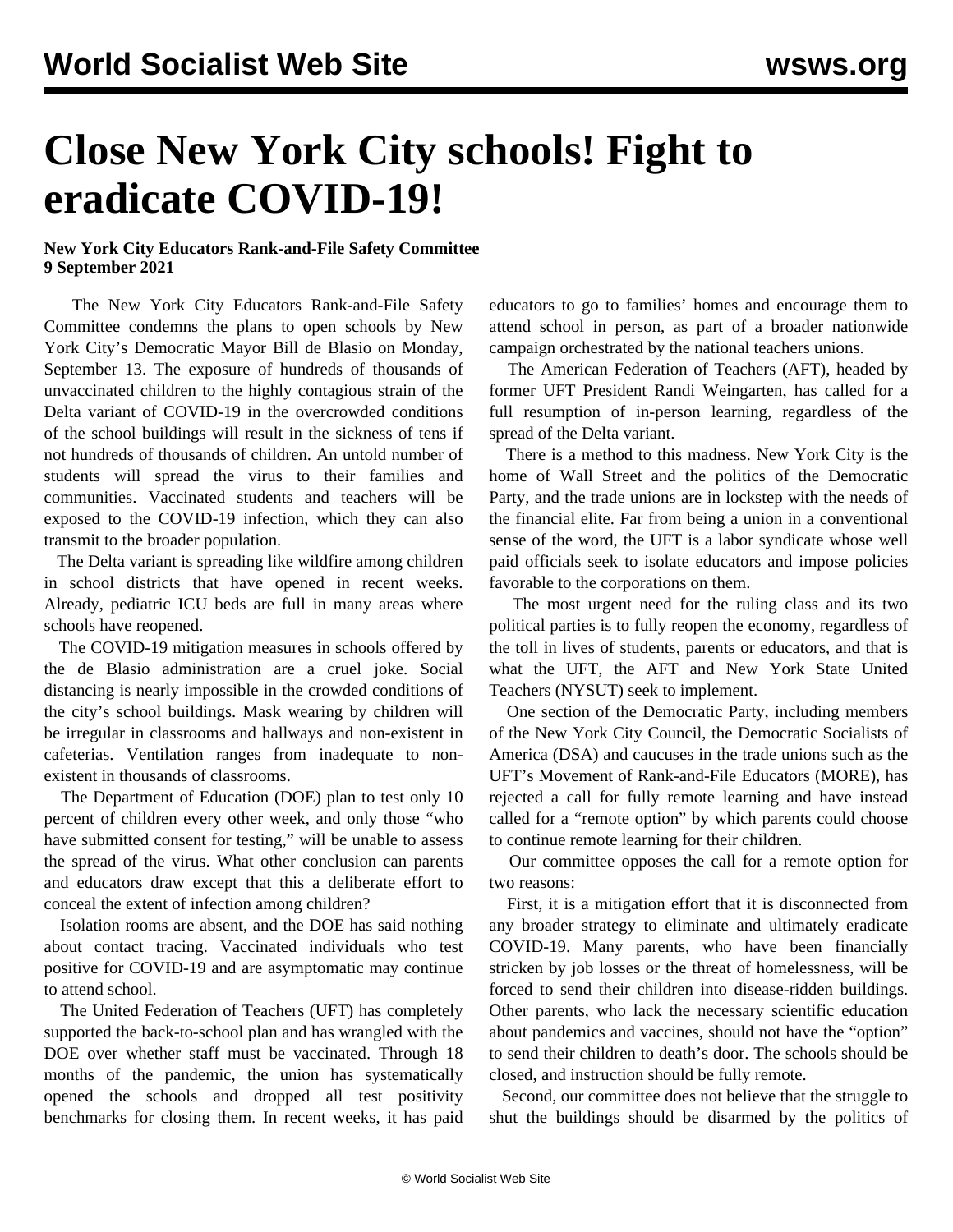# Close New York City schools! Fight to eradicate COVID-19!

**New York City Educators Rank-and-File Safety Committee**
**9 September 2021**

The New York City Educators Rank-and-File Safety Committee condemns the plans to open schools by New York City's Democratic Mayor Bill de Blasio on Monday, September 13. The exposure of hundreds of thousands of unvaccinated children to the highly contagious strain of the Delta variant of COVID-19 in the overcrowded conditions of the school buildings will result in the sickness of tens if not hundreds of thousands of children. An untold number of students will spread the virus to their families and communities. Vaccinated students and teachers will be exposed to the COVID-19 infection, which they can also transmit to the broader population.

The Delta variant is spreading like wildfire among children in school districts that have opened in recent weeks. Already, pediatric ICU beds are full in many areas where schools have reopened.

The COVID-19 mitigation measures in schools offered by the de Blasio administration are a cruel joke. Social distancing is nearly impossible in the crowded conditions of the city's school buildings. Mask wearing by children will be irregular in classrooms and hallways and non-existent in cafeterias. Ventilation ranges from inadequate to non-existent in thousands of classrooms.

The Department of Education (DOE) plan to test only 10 percent of children every other week, and only those "who have submitted consent for testing," will be unable to assess the spread of the virus. What other conclusion can parents and educators draw except that this a deliberate effort to conceal the extent of infection among children?

Isolation rooms are absent, and the DOE has said nothing about contact tracing. Vaccinated individuals who test positive for COVID-19 and are asymptomatic may continue to attend school.

The United Federation of Teachers (UFT) has completely supported the back-to-school plan and has wrangled with the DOE over whether staff must be vaccinated. Through 18 months of the pandemic, the union has systematically opened the schools and dropped all test positivity benchmarks for closing them. In recent weeks, it has paid educators to go to families' homes and encourage them to attend school in person, as part of a broader nationwide campaign orchestrated by the national teachers unions.

The American Federation of Teachers (AFT), headed by former UFT President Randi Weingarten, has called for a full resumption of in-person learning, regardless of the spread of the Delta variant.

There is a method to this madness. New York City is the home of Wall Street and the politics of the Democratic Party, and the trade unions are in lockstep with the needs of the financial elite. Far from being a union in a conventional sense of the word, the UFT is a labor syndicate whose well paid officials seek to isolate educators and impose policies favorable to the corporations on them.

The most urgent need for the ruling class and its two political parties is to fully reopen the economy, regardless of the toll in lives of students, parents or educators, and that is what the UFT, the AFT and New York State United Teachers (NYSUT) seek to implement.

One section of the Democratic Party, including members of the New York City Council, the Democratic Socialists of America (DSA) and caucuses in the trade unions such as the UFT's Movement of Rank-and-File Educators (MORE), has rejected a call for fully remote learning and have instead called for a "remote option" by which parents could choose to continue remote learning for their children.

Our committee opposes the call for a remote option for two reasons:

First, it is a mitigation effort that it is disconnected from any broader strategy to eliminate and ultimately eradicate COVID-19. Many parents, who have been financially stricken by job losses or the threat of homelessness, will be forced to send their children into disease-ridden buildings. Other parents, who lack the necessary scientific education about pandemics and vaccines, should not have the "option" to send their children to death's door. The schools should be closed, and instruction should be fully remote.

Second, our committee does not believe that the struggle to shut the buildings should be disarmed by the politics of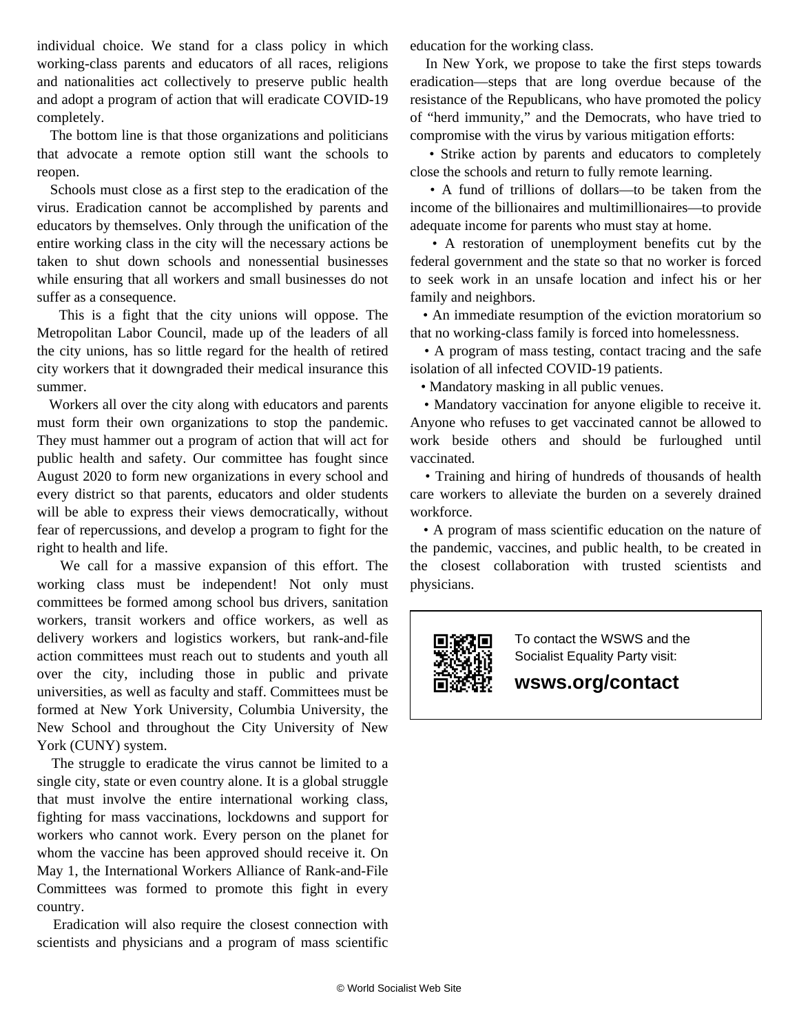individual choice. We stand for a class policy in which working-class parents and educators of all races, religions and nationalities act collectively to preserve public health and adopt a program of action that will eradicate COVID-19 completely.

The bottom line is that those organizations and politicians that advocate a remote option still want the schools to reopen.

Schools must close as a first step to the eradication of the virus. Eradication cannot be accomplished by parents and educators by themselves. Only through the unification of the entire working class in the city will the necessary actions be taken to shut down schools and nonessential businesses while ensuring that all workers and small businesses do not suffer as a consequence.

This is a fight that the city unions will oppose. The Metropolitan Labor Council, made up of the leaders of all the city unions, has so little regard for the health of retired city workers that it downgraded their medical insurance this summer.

Workers all over the city along with educators and parents must form their own organizations to stop the pandemic. They must hammer out a program of action that will act for public health and safety. Our committee has fought since August 2020 to form new organizations in every school and every district so that parents, educators and older students will be able to express their views democratically, without fear of repercussions, and develop a program to fight for the right to health and life.

We call for a massive expansion of this effort. The working class must be independent! Not only must committees be formed among school bus drivers, sanitation workers, transit workers and office workers, as well as delivery workers and logistics workers, but rank-and-file action committees must reach out to students and youth all over the city, including those in public and private universities, as well as faculty and staff. Committees must be formed at New York University, Columbia University, the New School and throughout the City University of New York (CUNY) system.

The struggle to eradicate the virus cannot be limited to a single city, state or even country alone. It is a global struggle that must involve the entire international working class, fighting for mass vaccinations, lockdowns and support for workers who cannot work. Every person on the planet for whom the vaccine has been approved should receive it. On May 1, the International Workers Alliance of Rank-and-File Committees was formed to promote this fight in every country.

Eradication will also require the closest connection with scientists and physicians and a program of mass scientific education for the working class.

In New York, we propose to take the first steps towards eradication—steps that are long overdue because of the resistance of the Republicans, who have promoted the policy of "herd immunity," and the Democrats, who have tried to compromise with the virus by various mitigation efforts:

- Strike action by parents and educators to completely close the schools and return to fully remote learning.
- A fund of trillions of dollars—to be taken from the income of the billionaires and multimillionaires—to provide adequate income for parents who must stay at home.
- A restoration of unemployment benefits cut by the federal government and the state so that no worker is forced to seek work in an unsafe location and infect his or her family and neighbors.
- An immediate resumption of the eviction moratorium so that no working-class family is forced into homelessness.
- A program of mass testing, contact tracing and the safe isolation of all infected COVID-19 patients.
- Mandatory masking in all public venues.
- Mandatory vaccination for anyone eligible to receive it. Anyone who refuses to get vaccinated cannot be allowed to work beside others and should be furloughed until vaccinated.
- Training and hiring of hundreds of thousands of health care workers to alleviate the burden on a severely drained workforce.
- A program of mass scientific education on the nature of the pandemic, vaccines, and public health, to be created in the closest collaboration with trusted scientists and physicians.

To contact the WSWS and the Socialist Equality Party visit:

**wsws.org/contact**